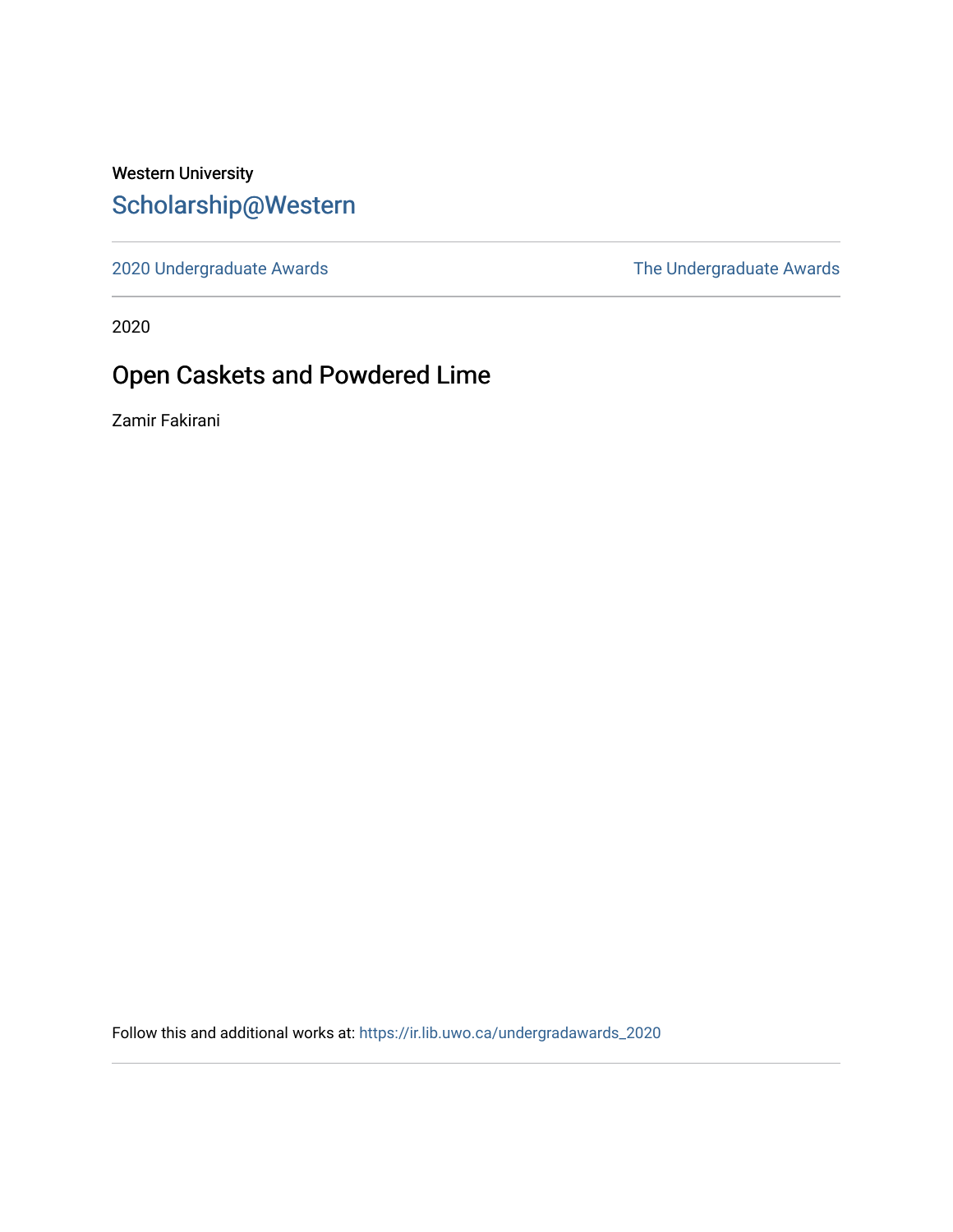Western University

## Scholarship@Western

2020 Undergraduate Awards

The Undergraduate Awards

2020

# Open Caskets and Powdered Lime

Zamir Fakirani

Follow this and additional works at: https://ir.lib.uwo.ca/undergradawards_2020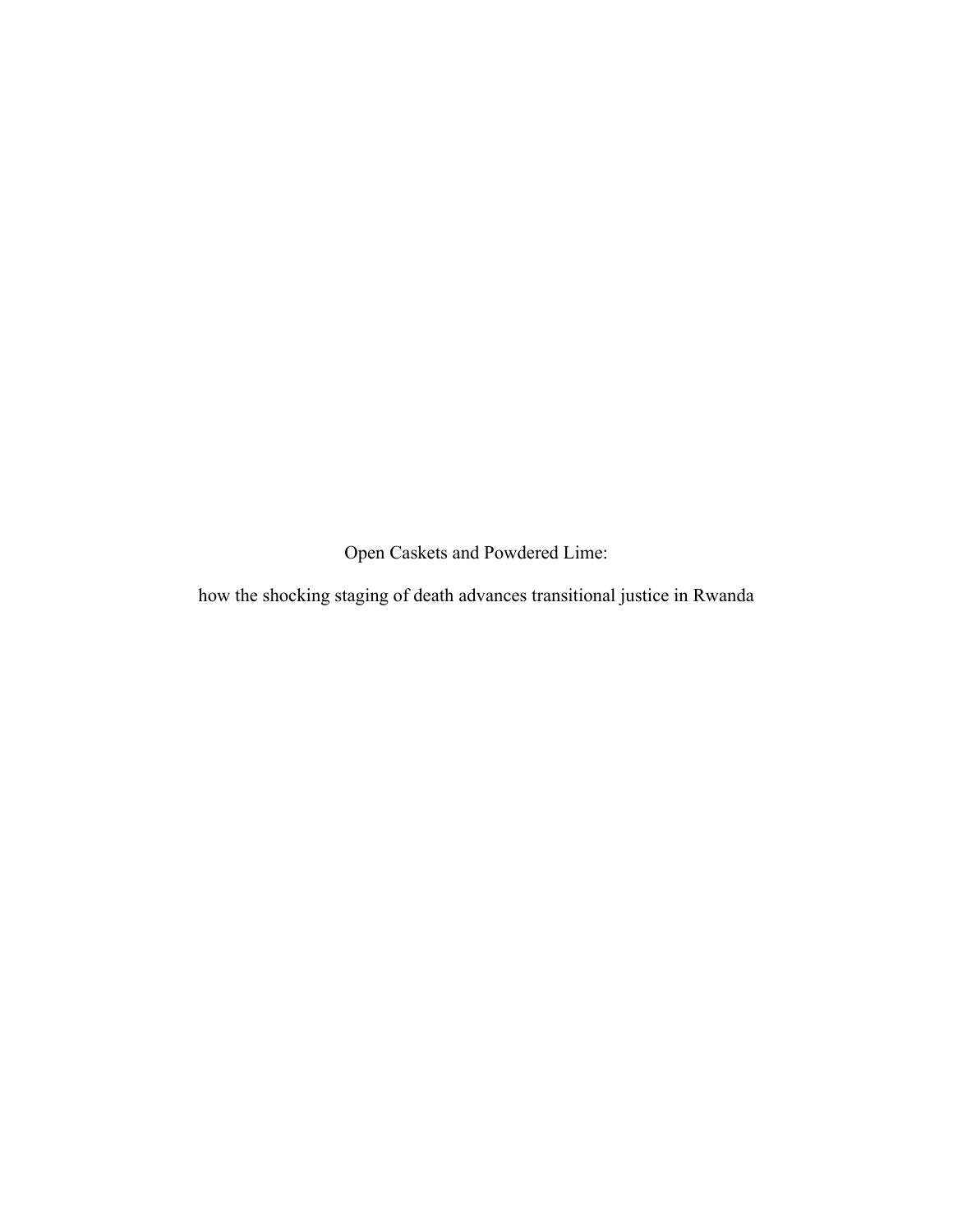# Open Caskets and Powdered Lime:

## how the shocking staging of death advances transitional justice in Rwanda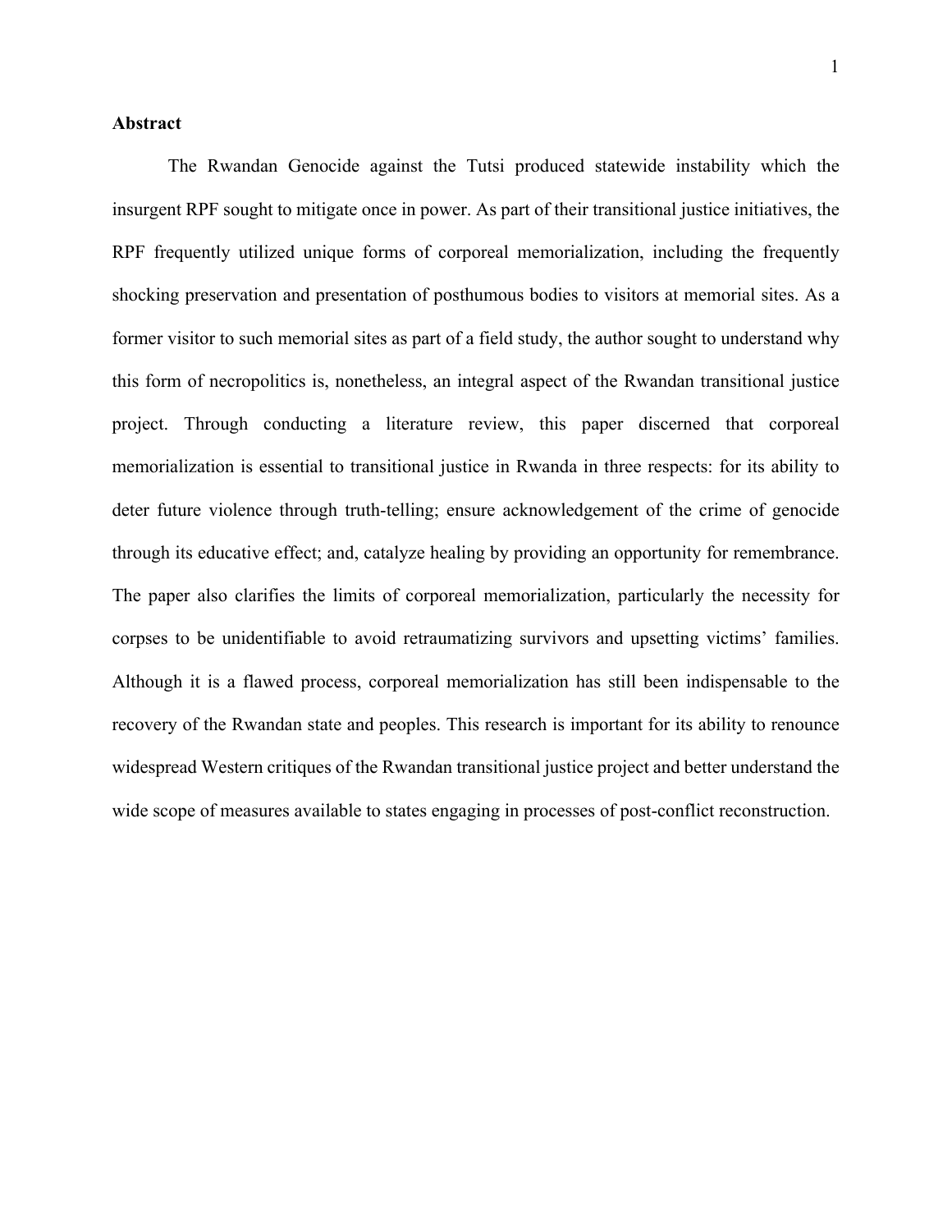**Abstract**

The Rwandan Genocide against the Tutsi produced statewide instability which the insurgent RPF sought to mitigate once in power. As part of their transitional justice initiatives, the RPF frequently utilized unique forms of corporeal memorialization, including the frequently shocking preservation and presentation of posthumous bodies to visitors at memorial sites. As a former visitor to such memorial sites as part of a field study, the author sought to understand why this form of necropolitics is, nonetheless, an integral aspect of the Rwandan transitional justice project. Through conducting a literature review, this paper discerned that corporeal memorialization is essential to transitional justice in Rwanda in three respects: for its ability to deter future violence through truth-telling; ensure acknowledgement of the crime of genocide through its educative effect; and, catalyze healing by providing an opportunity for remembrance. The paper also clarifies the limits of corporeal memorialization, particularly the necessity for corpses to be unidentifiable to avoid retraumatizing survivors and upsetting victims' families. Although it is a flawed process, corporeal memorialization has still been indispensable to the recovery of the Rwandan state and peoples. This research is important for its ability to renounce widespread Western critiques of the Rwandan transitional justice project and better understand the wide scope of measures available to states engaging in processes of post-conflict reconstruction.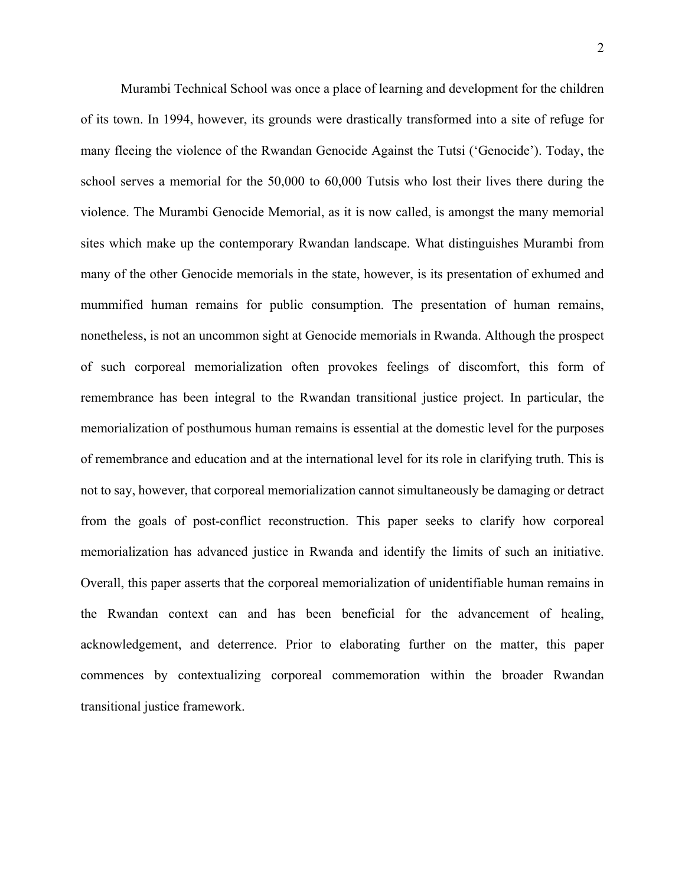Murambi Technical School was once a place of learning and development for the children of its town. In 1994, however, its grounds were drastically transformed into a site of refuge for many fleeing the violence of the Rwandan Genocide Against the Tutsi ('Genocide'). Today, the school serves a memorial for the 50,000 to 60,000 Tutsis who lost their lives there during the violence. The Murambi Genocide Memorial, as it is now called, is amongst the many memorial sites which make up the contemporary Rwandan landscape. What distinguishes Murambi from many of the other Genocide memorials in the state, however, is its presentation of exhumed and mummified human remains for public consumption. The presentation of human remains, nonetheless, is not an uncommon sight at Genocide memorials in Rwanda. Although the prospect of such corporeal memorialization often provokes feelings of discomfort, this form of remembrance has been integral to the Rwandan transitional justice project. In particular, the memorialization of posthumous human remains is essential at the domestic level for the purposes of remembrance and education and at the international level for its role in clarifying truth. This is not to say, however, that corporeal memorialization cannot simultaneously be damaging or detract from the goals of post-conflict reconstruction. This paper seeks to clarify how corporeal memorialization has advanced justice in Rwanda and identify the limits of such an initiative. Overall, this paper asserts that the corporeal memorialization of unidentifiable human remains in the Rwandan context can and has been beneficial for the advancement of healing, acknowledgement, and deterrence. Prior to elaborating further on the matter, this paper commences by contextualizing corporeal commemoration within the broader Rwandan transitional justice framework.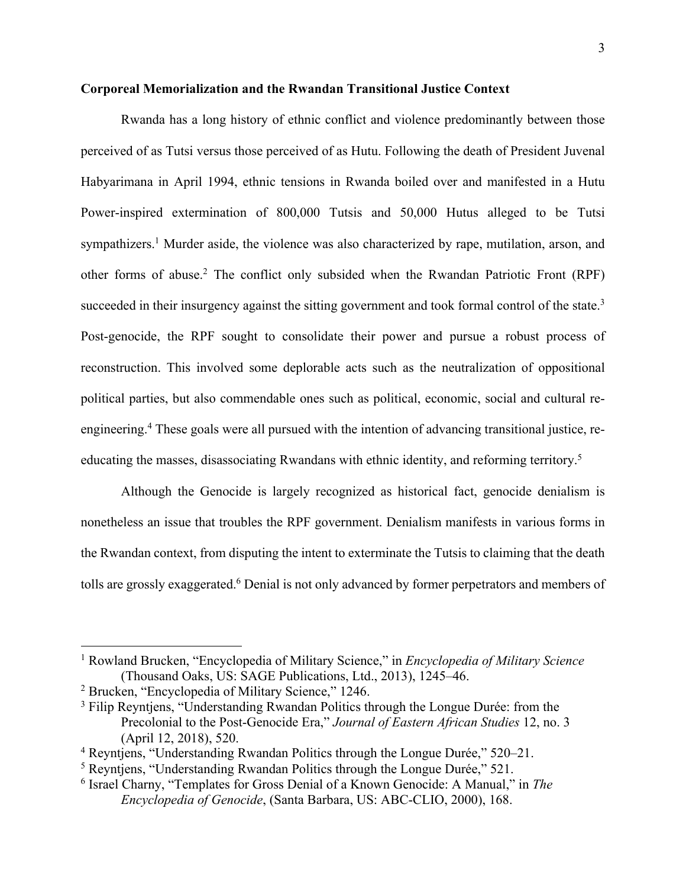**Corporeal Memorialization and the Rwandan Transitional Justice Context**

Rwanda has a long history of ethnic conflict and violence predominantly between those perceived of as Tutsi versus those perceived of as Hutu. Following the death of President Juvenal Habyarimana in April 1994, ethnic tensions in Rwanda boiled over and manifested in a Hutu Power-inspired extermination of 800,000 Tutsis and 50,000 Hutus alleged to be Tutsi sympathizers.[1] Murder aside, the violence was also characterized by rape, mutilation, arson, and other forms of abuse.[2] The conflict only subsided when the Rwandan Patriotic Front (RPF) succeeded in their insurgency against the sitting government and took formal control of the state.[3] Post-genocide, the RPF sought to consolidate their power and pursue a robust process of reconstruction. This involved some deplorable acts such as the neutralization of oppositional political parties, but also commendable ones such as political, economic, social and cultural re-engineering.[4] These goals were all pursued with the intention of advancing transitional justice, re-educating the masses, disassociating Rwandans with ethnic identity, and reforming territory.[5]

Although the Genocide is largely recognized as historical fact, genocide denialism is nonetheless an issue that troubles the RPF government. Denialism manifests in various forms in the Rwandan context, from disputing the intent to exterminate the Tutsis to claiming that the death tolls are grossly exaggerated.[6] Denial is not only advanced by former perpetrators and members of

---

[1] Rowland Brucken, "Encyclopedia of Military Science," in *Encyclopedia of Military Science* (Thousand Oaks, US: SAGE Publications, Ltd., 2013), 1245–46.

[2] Brucken, "Encyclopedia of Military Science," 1246.

[3] Filip Reyntjens, "Understanding Rwandan Politics through the Longue Durée: from the Precolonial to the Post-Genocide Era," *Journal of Eastern African Studies* 12, no. 3 (April 12, 2018), 520.

[4] Reyntjens, "Understanding Rwandan Politics through the Longue Durée," 520–21.

[5] Reyntjens, "Understanding Rwandan Politics through the Longue Durée," 521.

[6] Israel Charny, "Templates for Gross Denial of a Known Genocide: A Manual," in *The Encyclopedia of Genocide*, (Santa Barbara, US: ABC-CLIO, 2000), 168.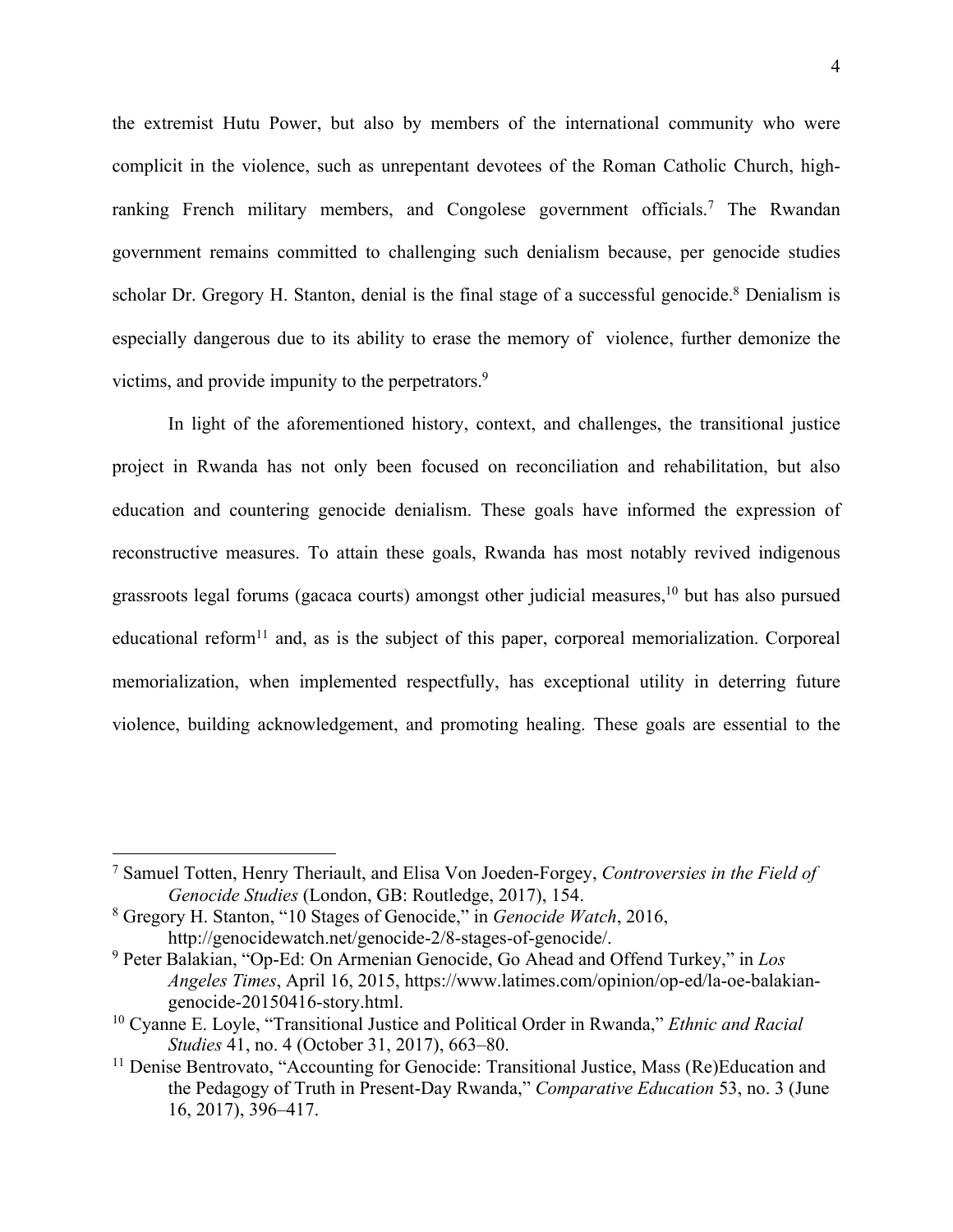the extremist Hutu Power, but also by members of the international community who were complicit in the violence, such as unrepentant devotees of the Roman Catholic Church, high-ranking French military members, and Congolese government officials.[7] The Rwandan government remains committed to challenging such denialism because, per genocide studies scholar Dr. Gregory H. Stanton, denial is the final stage of a successful genocide.[8] Denialism is especially dangerous due to its ability to erase the memory of violence, further demonize the victims, and provide impunity to the perpetrators.[9]

In light of the aforementioned history, context, and challenges, the transitional justice project in Rwanda has not only been focused on reconciliation and rehabilitation, but also education and countering genocide denialism. These goals have informed the expression of reconstructive measures. To attain these goals, Rwanda has most notably revived indigenous grassroots legal forums (gacaca courts) amongst other judicial measures,[10] but has also pursued educational reform[11] and, as is the subject of this paper, corporeal memorialization. Corporeal memorialization, when implemented respectfully, has exceptional utility in deterring future violence, building acknowledgement, and promoting healing. These goals are essential to the

---

[7] Samuel Totten, Henry Theriault, and Elisa Von Joeden-Forgey, *Controversies in the Field of Genocide Studies* (London, GB: Routledge, 2017), 154.

[8] Gregory H. Stanton, "10 Stages of Genocide," in *Genocide Watch*, 2016, http://genocidewatch.net/genocide-2/8-stages-of-genocide/.

[9] Peter Balakian, "Op-Ed: On Armenian Genocide, Go Ahead and Offend Turkey," in *Los Angeles Times*, April 16, 2015, https://www.latimes.com/opinion/op-ed/la-oe-balakian-genocide-20150416-story.html.

[10] Cyanne E. Loyle, "Transitional Justice and Political Order in Rwanda," *Ethnic and Racial Studies* 41, no. 4 (October 31, 2017), 663–80.

[11] Denise Bentrovato, "Accounting for Genocide: Transitional Justice, Mass (Re)Education and the Pedagogy of Truth in Present-Day Rwanda," *Comparative Education* 53, no. 3 (June 16, 2017), 396–417.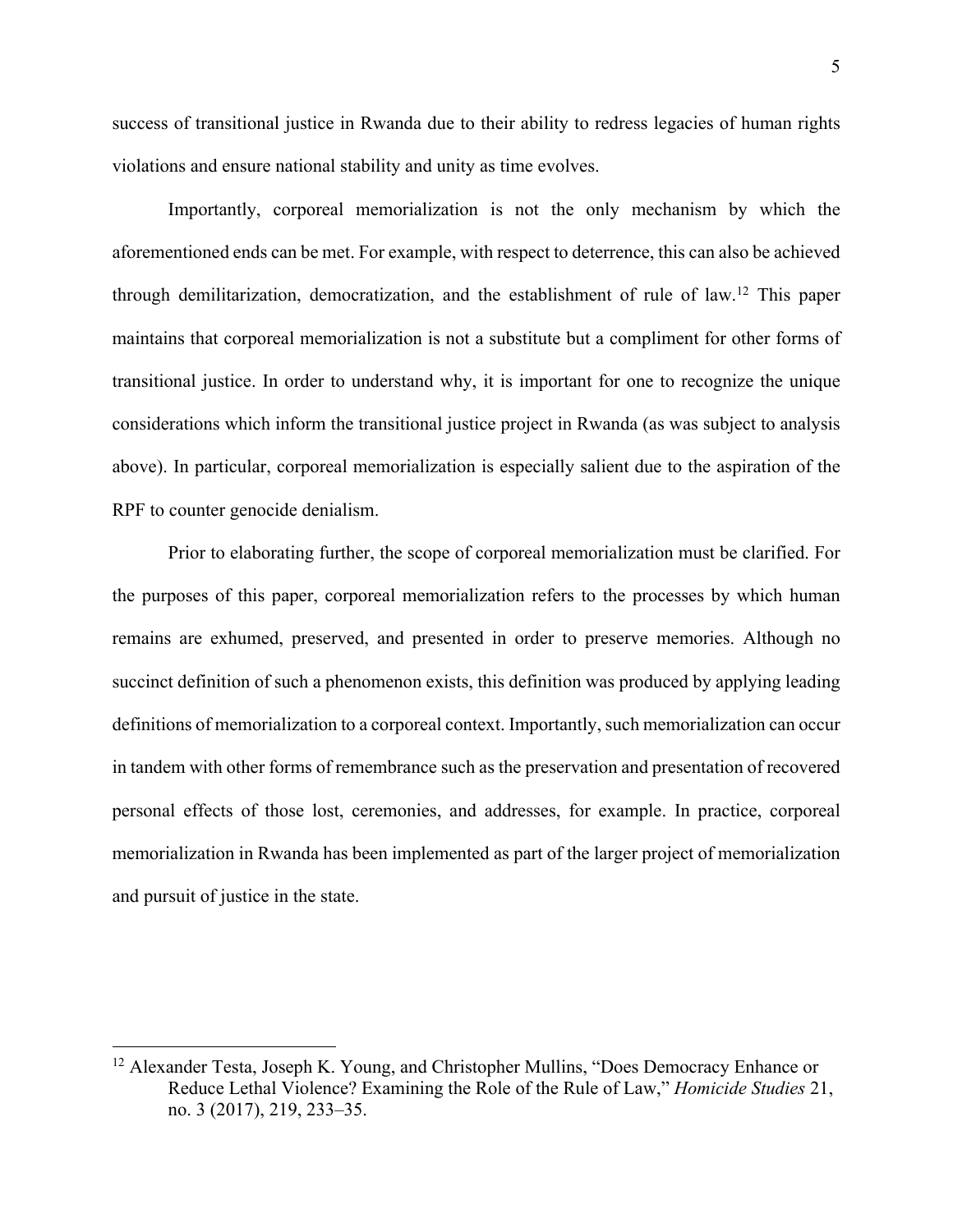success of transitional justice in Rwanda due to their ability to redress legacies of human rights violations and ensure national stability and unity as time evolves.

Importantly, corporeal memorialization is not the only mechanism by which the aforementioned ends can be met. For example, with respect to deterrence, this can also be achieved through demilitarization, democratization, and the establishment of rule of law.[12] This paper maintains that corporeal memorialization is not a substitute but a compliment for other forms of transitional justice. In order to understand why, it is important for one to recognize the unique considerations which inform the transitional justice project in Rwanda (as was subject to analysis above). In particular, corporeal memorialization is especially salient due to the aspiration of the RPF to counter genocide denialism.

Prior to elaborating further, the scope of corporeal memorialization must be clarified. For the purposes of this paper, corporeal memorialization refers to the processes by which human remains are exhumed, preserved, and presented in order to preserve memories. Although no succinct definition of such a phenomenon exists, this definition was produced by applying leading definitions of memorialization to a corporeal context. Importantly, such memorialization can occur in tandem with other forms of remembrance such as the preservation and presentation of recovered personal effects of those lost, ceremonies, and addresses, for example. In practice, corporeal memorialization in Rwanda has been implemented as part of the larger project of memorialization and pursuit of justice in the state.

---

[12] Alexander Testa, Joseph K. Young, and Christopher Mullins, "Does Democracy Enhance or Reduce Lethal Violence? Examining the Role of the Rule of Law," *Homicide Studies* 21, no. 3 (2017), 219, 233–35.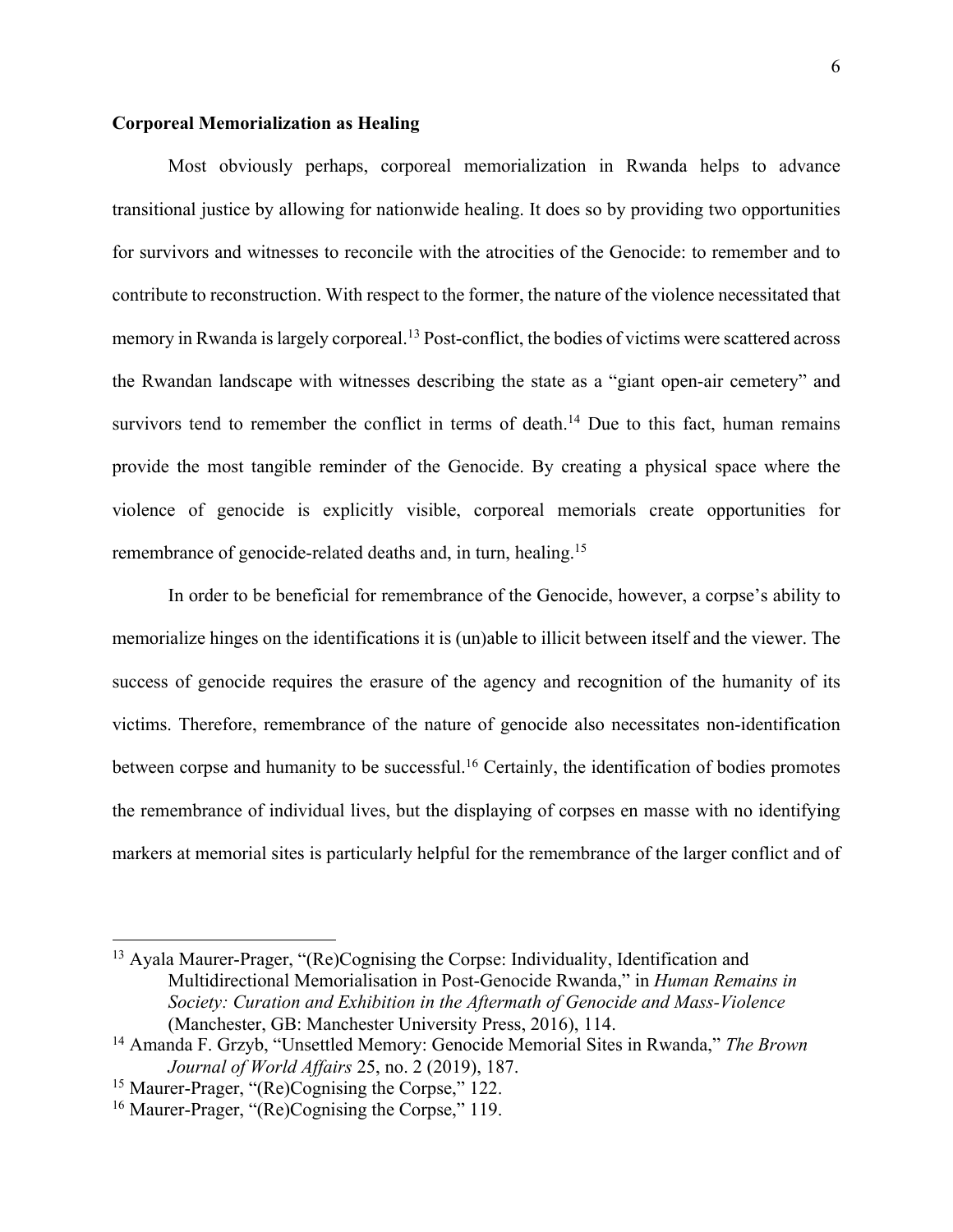**Corporeal Memorialization as Healing**

Most obviously perhaps, corporeal memorialization in Rwanda helps to advance transitional justice by allowing for nationwide healing. It does so by providing two opportunities for survivors and witnesses to reconcile with the atrocities of the Genocide: to remember and to contribute to reconstruction. With respect to the former, the nature of the violence necessitated that memory in Rwanda is largely corporeal.[13] Post-conflict, the bodies of victims were scattered across the Rwandan landscape with witnesses describing the state as a "giant open-air cemetery" and survivors tend to remember the conflict in terms of death.[14] Due to this fact, human remains provide the most tangible reminder of the Genocide. By creating a physical space where the violence of genocide is explicitly visible, corporeal memorials create opportunities for remembrance of genocide-related deaths and, in turn, healing.[15]

In order to be beneficial for remembrance of the Genocide, however, a corpse's ability to memorialize hinges on the identifications it is (un)able to illicit between itself and the viewer. The success of genocide requires the erasure of the agency and recognition of the humanity of its victims. Therefore, remembrance of the nature of genocide also necessitates non-identification between corpse and humanity to be successful.[16] Certainly, the identification of bodies promotes the remembrance of individual lives, but the displaying of corpses en masse with no identifying markers at memorial sites is particularly helpful for the remembrance of the larger conflict and of

---

[13] Ayala Maurer-Prager, "(Re)Cognising the Corpse: Individuality, Identification and Multidirectional Memorialisation in Post-Genocide Rwanda," in *Human Remains in Society: Curation and Exhibition in the Aftermath of Genocide and Mass-Violence* (Manchester, GB: Manchester University Press, 2016), 114.

[14] Amanda F. Grzyb, "Unsettled Memory: Genocide Memorial Sites in Rwanda," *The Brown Journal of World Affairs* 25, no. 2 (2019), 187.

[15] Maurer-Prager, "(Re)Cognising the Corpse," 122.

[16] Maurer-Prager, "(Re)Cognising the Corpse," 119.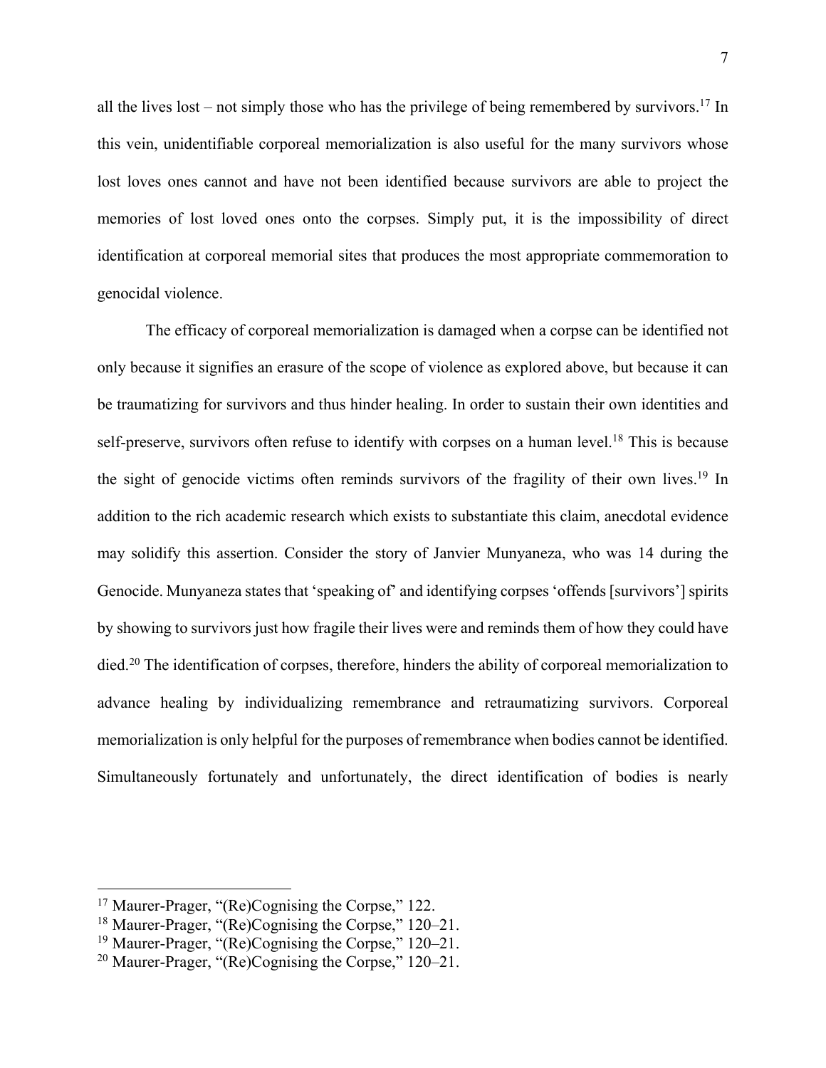all the lives lost – not simply those who has the privilege of being remembered by survivors.[17] In this vein, unidentifiable corporeal memorialization is also useful for the many survivors whose lost loves ones cannot and have not been identified because survivors are able to project the memories of lost loved ones onto the corpses. Simply put, it is the impossibility of direct identification at corporeal memorial sites that produces the most appropriate commemoration to genocidal violence.

The efficacy of corporeal memorialization is damaged when a corpse can be identified not only because it signifies an erasure of the scope of violence as explored above, but because it can be traumatizing for survivors and thus hinder healing. In order to sustain their own identities and self-preserve, survivors often refuse to identify with corpses on a human level.[18] This is because the sight of genocide victims often reminds survivors of the fragility of their own lives.[19] In addition to the rich academic research which exists to substantiate this claim, anecdotal evidence may solidify this assertion. Consider the story of Janvier Munyaneza, who was 14 during the Genocide. Munyaneza states that 'speaking of' and identifying corpses 'offends [survivors'] spirits by showing to survivors just how fragile their lives were and reminds them of how they could have died.[20] The identification of corpses, therefore, hinders the ability of corporeal memorialization to advance healing by individualizing remembrance and retraumatizing survivors. Corporeal memorialization is only helpful for the purposes of remembrance when bodies cannot be identified. Simultaneously fortunately and unfortunately, the direct identification of bodies is nearly

---

[17] Maurer-Prager, "(Re)Cognising the Corpse," 122.
[18] Maurer-Prager, "(Re)Cognising the Corpse," 120–21.
[19] Maurer-Prager, "(Re)Cognising the Corpse," 120–21.
[20] Maurer-Prager, "(Re)Cognising the Corpse," 120–21.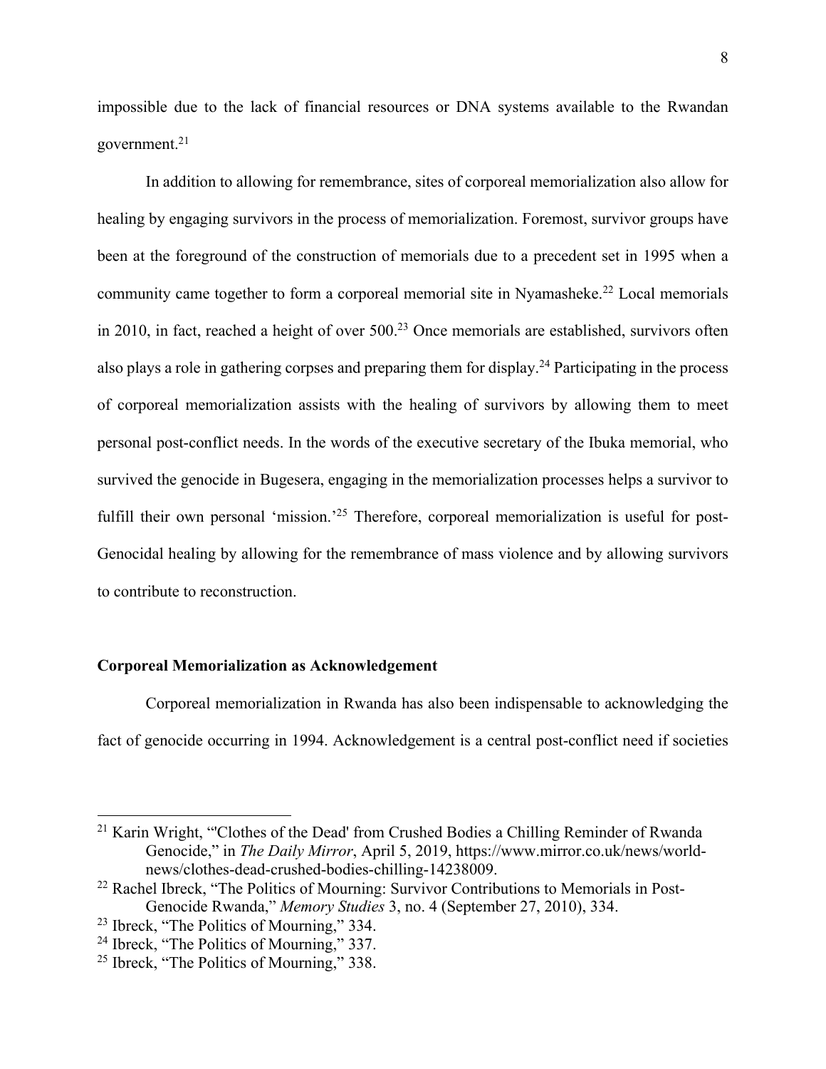impossible due to the lack of financial resources or DNA systems available to the Rwandan government.[21]

In addition to allowing for remembrance, sites of corporeal memorialization also allow for healing by engaging survivors in the process of memorialization. Foremost, survivor groups have been at the foreground of the construction of memorials due to a precedent set in 1995 when a community came together to form a corporeal memorial site in Nyamasheke.[22] Local memorials in 2010, in fact, reached a height of over 500.[23] Once memorials are established, survivors often also plays a role in gathering corpses and preparing them for display.[24] Participating in the process of corporeal memorialization assists with the healing of survivors by allowing them to meet personal post-conflict needs. In the words of the executive secretary of the Ibuka memorial, who survived the genocide in Bugesera, engaging in the memorialization processes helps a survivor to fulfill their own personal 'mission.'[25] Therefore, corporeal memorialization is useful for post-Genocidal healing by allowing for the remembrance of mass violence and by allowing survivors to contribute to reconstruction.

**Corporeal Memorialization as Acknowledgement**

Corporeal memorialization in Rwanda has also been indispensable to acknowledging the fact of genocide occurring in 1994. Acknowledgement is a central post-conflict need if societies

---

[21] Karin Wright, "'Clothes of the Dead' from Crushed Bodies a Chilling Reminder of Rwanda Genocide," in *The Daily Mirror*, April 5, 2019, https://www.mirror.co.uk/news/world-news/clothes-dead-crushed-bodies-chilling-14238009.

[22] Rachel Ibreck, "The Politics of Mourning: Survivor Contributions to Memorials in Post-Genocide Rwanda," *Memory Studies* 3, no. 4 (September 27, 2010), 334.

[23] Ibreck, "The Politics of Mourning," 334.

[24] Ibreck, "The Politics of Mourning," 337.

[25] Ibreck, "The Politics of Mourning," 338.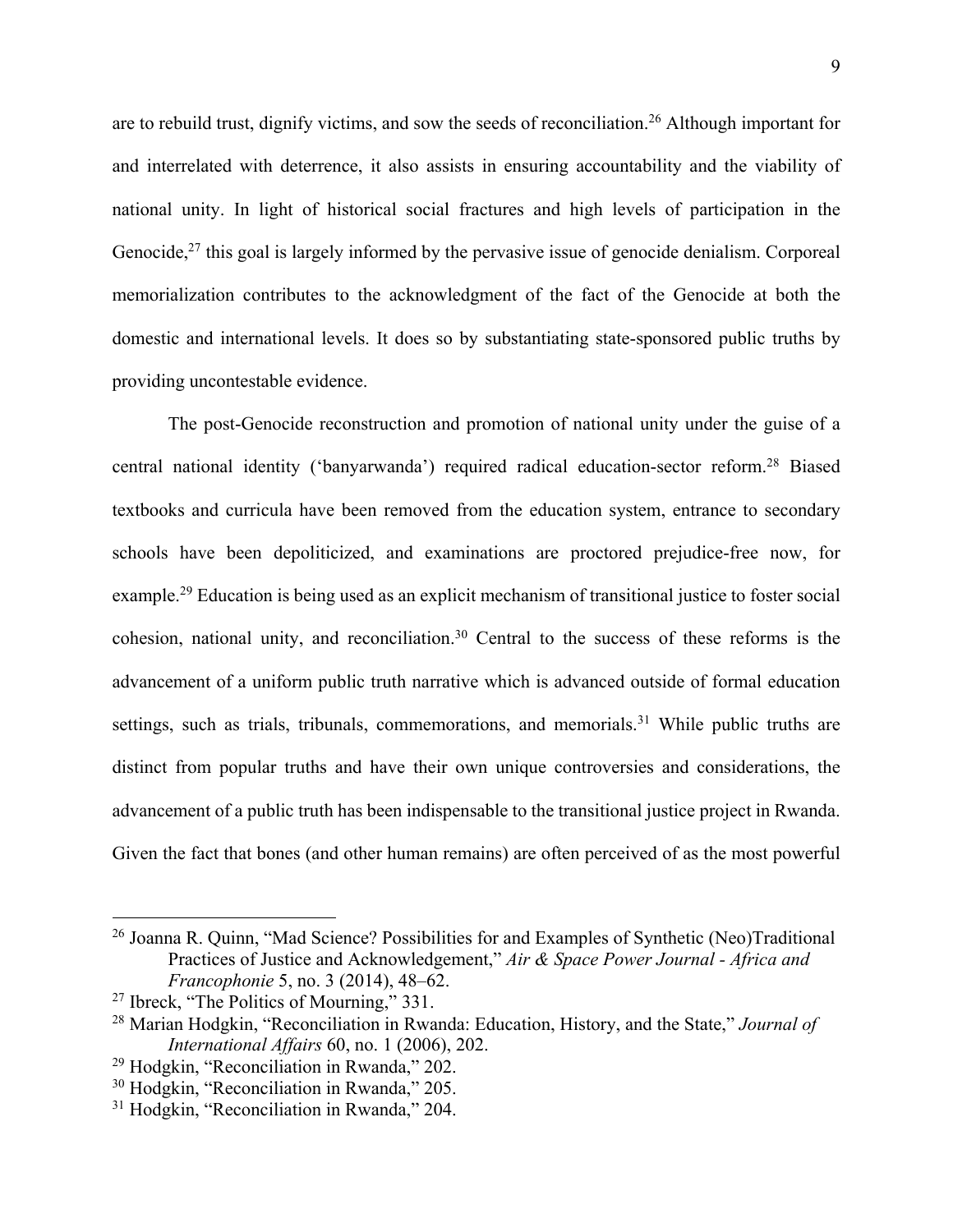are to rebuild trust, dignify victims, and sow the seeds of reconciliation.[26] Although important for and interrelated with deterrence, it also assists in ensuring accountability and the viability of national unity. In light of historical social fractures and high levels of participation in the Genocide,[27] this goal is largely informed by the pervasive issue of genocide denialism. Corporeal memorialization contributes to the acknowledgment of the fact of the Genocide at both the domestic and international levels. It does so by substantiating state-sponsored public truths by providing uncontestable evidence.

The post-Genocide reconstruction and promotion of national unity under the guise of a central national identity ('banyarwanda') required radical education-sector reform.[28] Biased textbooks and curricula have been removed from the education system, entrance to secondary schools have been depoliticized, and examinations are proctored prejudice-free now, for example.[29] Education is being used as an explicit mechanism of transitional justice to foster social cohesion, national unity, and reconciliation.[30] Central to the success of these reforms is the advancement of a uniform public truth narrative which is advanced outside of formal education settings, such as trials, tribunals, commemorations, and memorials.[31] While public truths are distinct from popular truths and have their own unique controversies and considerations, the advancement of a public truth has been indispensable to the transitional justice project in Rwanda. Given the fact that bones (and other human remains) are often perceived of as the most powerful

---

[26] Joanna R. Quinn, "Mad Science? Possibilities for and Examples of Synthetic (Neo)Traditional Practices of Justice and Acknowledgement," *Air & Space Power Journal - Africa and Francophonie* 5, no. 3 (2014), 48–62.

[27] Ibreck, "The Politics of Mourning," 331.

[28] Marian Hodgkin, "Reconciliation in Rwanda: Education, History, and the State," *Journal of International Affairs* 60, no. 1 (2006), 202.

[29] Hodgkin, "Reconciliation in Rwanda," 202.

[30] Hodgkin, "Reconciliation in Rwanda," 205.

[31] Hodgkin, "Reconciliation in Rwanda," 204.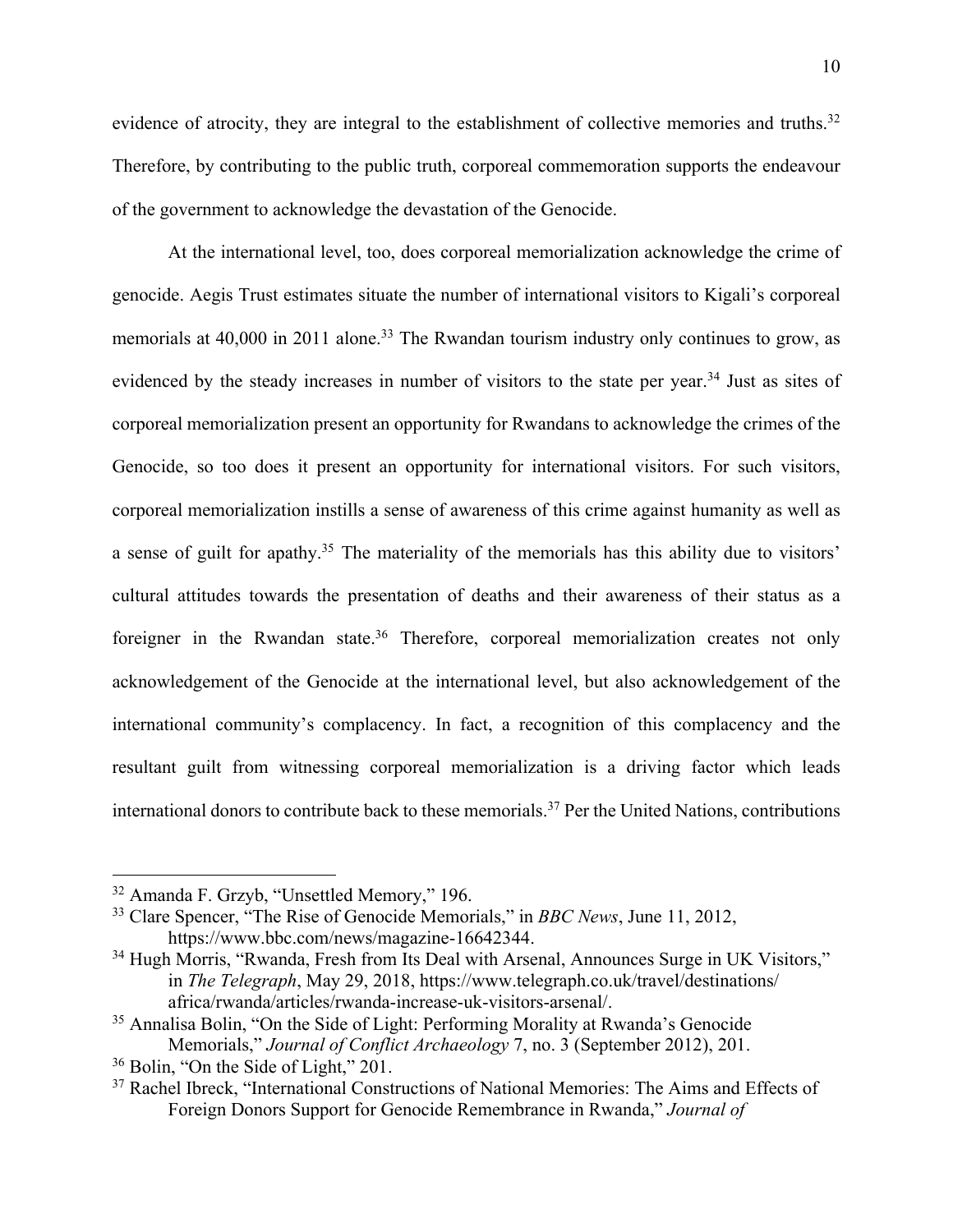evidence of atrocity, they are integral to the establishment of collective memories and truths.[32] Therefore, by contributing to the public truth, corporeal commemoration supports the endeavour of the government to acknowledge the devastation of the Genocide.

At the international level, too, does corporeal memorialization acknowledge the crime of genocide. Aegis Trust estimates situate the number of international visitors to Kigali's corporeal memorials at 40,000 in 2011 alone.[33] The Rwandan tourism industry only continues to grow, as evidenced by the steady increases in number of visitors to the state per year.[34] Just as sites of corporeal memorialization present an opportunity for Rwandans to acknowledge the crimes of the Genocide, so too does it present an opportunity for international visitors. For such visitors, corporeal memorialization instills a sense of awareness of this crime against humanity as well as a sense of guilt for apathy.[35] The materiality of the memorials has this ability due to visitors' cultural attitudes towards the presentation of deaths and their awareness of their status as a foreigner in the Rwandan state.[36] Therefore, corporeal memorialization creates not only acknowledgement of the Genocide at the international level, but also acknowledgement of the international community's complacency. In fact, a recognition of this complacency and the resultant guilt from witnessing corporeal memorialization is a driving factor which leads international donors to contribute back to these memorials.[37] Per the United Nations, contributions

---

[32] Amanda F. Grzyb, "Unsettled Memory," 196.

[33] Clare Spencer, "The Rise of Genocide Memorials," in *BBC News*, June 11, 2012, https://www.bbc.com/news/magazine-16642344.

[34] Hugh Morris, "Rwanda, Fresh from Its Deal with Arsenal, Announces Surge in UK Visitors," in *The Telegraph*, May 29, 2018, https://www.telegraph.co.uk/travel/destinations/africa/rwanda/articles/rwanda-increase-uk-visitors-arsenal/.

[35] Annalisa Bolin, "On the Side of Light: Performing Morality at Rwanda's Genocide Memorials," *Journal of Conflict Archaeology* 7, no. 3 (September 2012), 201.

[36] Bolin, "On the Side of Light," 201.

[37] Rachel Ibreck, "International Constructions of National Memories: The Aims and Effects of Foreign Donors Support for Genocide Remembrance in Rwanda," *Journal of*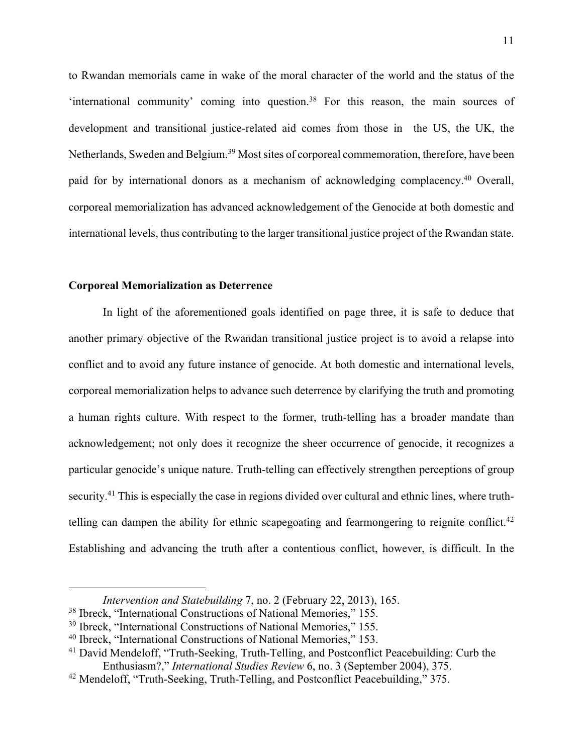to Rwandan memorials came in wake of the moral character of the world and the status of the 'international community' coming into question.[38] For this reason, the main sources of development and transitional justice-related aid comes from those in the US, the UK, the Netherlands, Sweden and Belgium.[39] Most sites of corporeal commemoration, therefore, have been paid for by international donors as a mechanism of acknowledging complacency.[40] Overall, corporeal memorialization has advanced acknowledgement of the Genocide at both domestic and international levels, thus contributing to the larger transitional justice project of the Rwandan state.

**Corporeal Memorialization as Deterrence**

In light of the aforementioned goals identified on page three, it is safe to deduce that another primary objective of the Rwandan transitional justice project is to avoid a relapse into conflict and to avoid any future instance of genocide. At both domestic and international levels, corporeal memorialization helps to advance such deterrence by clarifying the truth and promoting a human rights culture. With respect to the former, truth-telling has a broader mandate than acknowledgement; not only does it recognize the sheer occurrence of genocide, it recognizes a particular genocide's unique nature. Truth-telling can effectively strengthen perceptions of group security.[41] This is especially the case in regions divided over cultural and ethnic lines, where truth-telling can dampen the ability for ethnic scapegoating and fearmongering to reignite conflict.[42] Establishing and advancing the truth after a contentious conflict, however, is difficult. In the

---

*Intervention and Statebuilding* 7, no. 2 (February 22, 2013), 165.

[38] Ibreck, "International Constructions of National Memories," 155.

[39] Ibreck, "International Constructions of National Memories," 155.

[40] Ibreck, "International Constructions of National Memories," 153.

[41] David Mendeloff, "Truth-Seeking, Truth-Telling, and Postconflict Peacebuilding: Curb the Enthusiasm?," *International Studies Review* 6, no. 3 (September 2004), 375.

[42] Mendeloff, "Truth-Seeking, Truth-Telling, and Postconflict Peacebuilding," 375.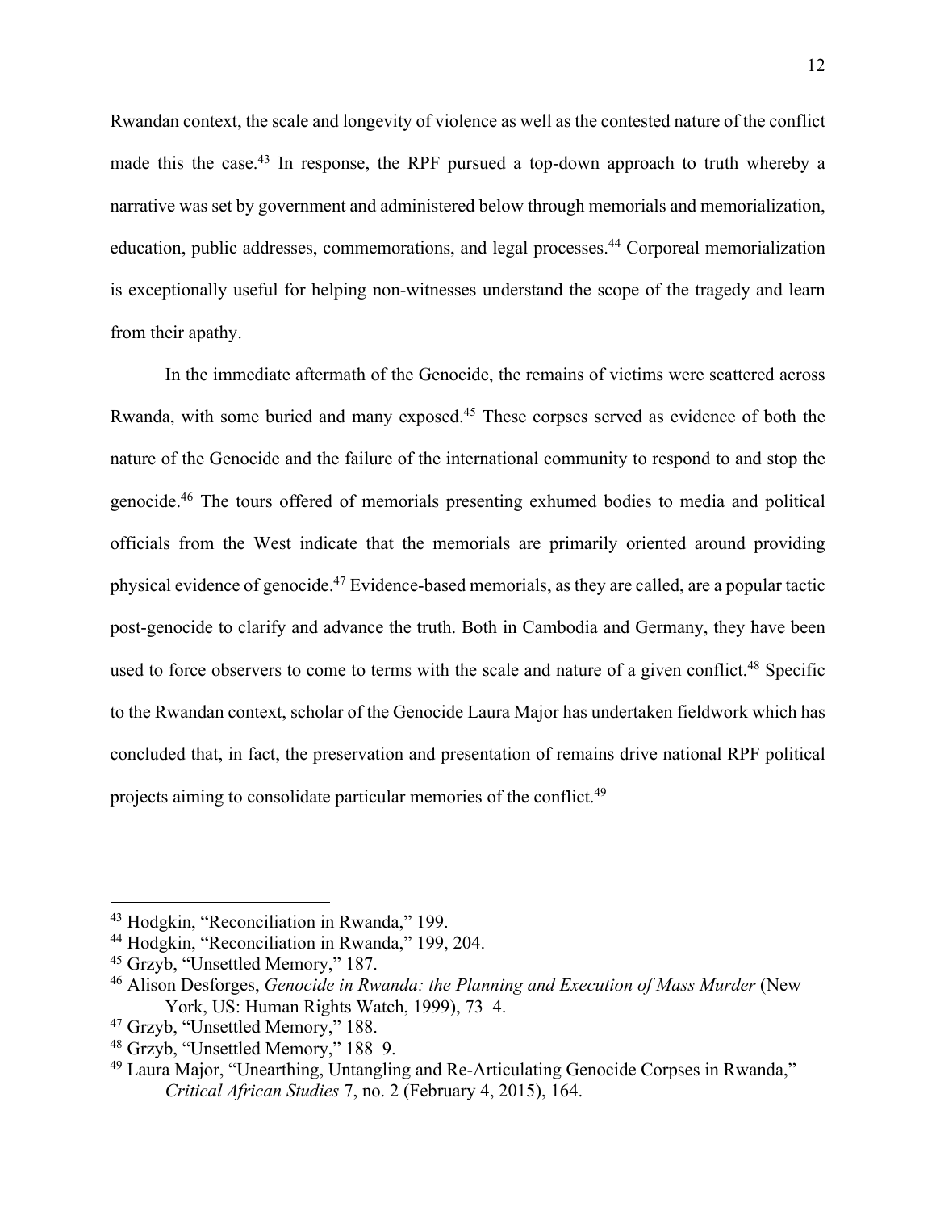Rwandan context, the scale and longevity of violence as well as the contested nature of the conflict made this the case.[43] In response, the RPF pursued a top-down approach to truth whereby a narrative was set by government and administered below through memorials and memorialization, education, public addresses, commemorations, and legal processes.[44] Corporeal memorialization is exceptionally useful for helping non-witnesses understand the scope of the tragedy and learn from their apathy.

In the immediate aftermath of the Genocide, the remains of victims were scattered across Rwanda, with some buried and many exposed.[45] These corpses served as evidence of both the nature of the Genocide and the failure of the international community to respond to and stop the genocide.[46] The tours offered of memorials presenting exhumed bodies to media and political officials from the West indicate that the memorials are primarily oriented around providing physical evidence of genocide.[47] Evidence-based memorials, as they are called, are a popular tactic post-genocide to clarify and advance the truth. Both in Cambodia and Germany, they have been used to force observers to come to terms with the scale and nature of a given conflict.[48] Specific to the Rwandan context, scholar of the Genocide Laura Major has undertaken fieldwork which has concluded that, in fact, the preservation and presentation of remains drive national RPF political projects aiming to consolidate particular memories of the conflict.[49]

---

[43] Hodgkin, "Reconciliation in Rwanda," 199.

[44] Hodgkin, "Reconciliation in Rwanda," 199, 204.

[45] Grzyb, "Unsettled Memory," 187.

[46] Alison Desforges, *Genocide in Rwanda: the Planning and Execution of Mass Murder* (New York, US: Human Rights Watch, 1999), 73–4.

[47] Grzyb, "Unsettled Memory," 188.

[48] Grzyb, "Unsettled Memory," 188–9.

[49] Laura Major, "Unearthing, Untangling and Re-Articulating Genocide Corpses in Rwanda," *Critical African Studies* 7, no. 2 (February 4, 2015), 164.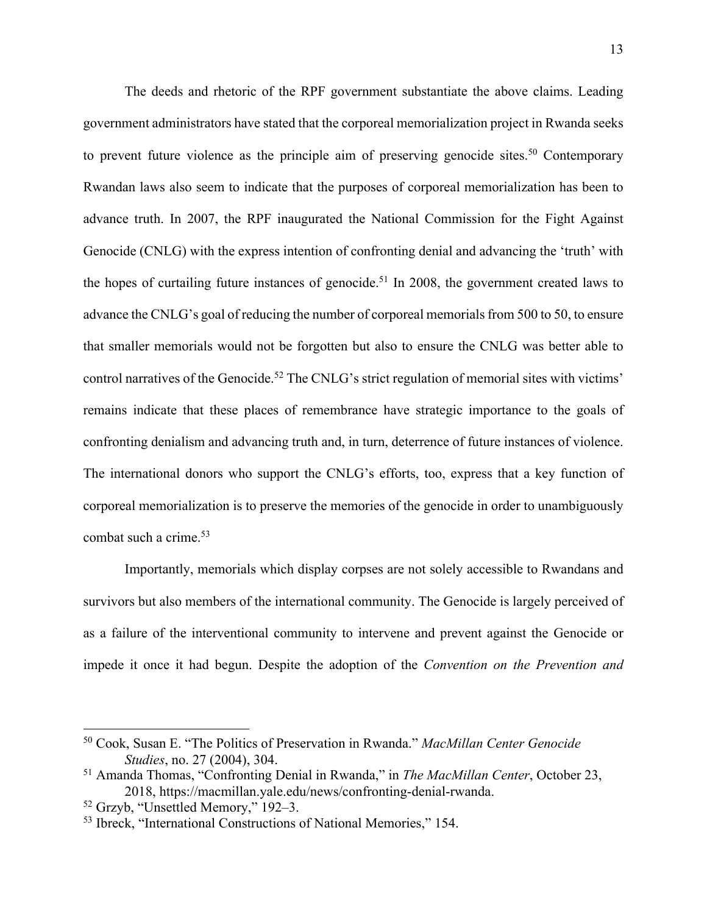The deeds and rhetoric of the RPF government substantiate the above claims. Leading government administrators have stated that the corporeal memorialization project in Rwanda seeks to prevent future violence as the principle aim of preserving genocide sites.[50] Contemporary Rwandan laws also seem to indicate that the purposes of corporeal memorialization has been to advance truth. In 2007, the RPF inaugurated the National Commission for the Fight Against Genocide (CNLG) with the express intention of confronting denial and advancing the 'truth' with the hopes of curtailing future instances of genocide.[51] In 2008, the government created laws to advance the CNLG's goal of reducing the number of corporeal memorials from 500 to 50, to ensure that smaller memorials would not be forgotten but also to ensure the CNLG was better able to control narratives of the Genocide.[52] The CNLG's strict regulation of memorial sites with victims' remains indicate that these places of remembrance have strategic importance to the goals of confronting denialism and advancing truth and, in turn, deterrence of future instances of violence. The international donors who support the CNLG's efforts, too, express that a key function of corporeal memorialization is to preserve the memories of the genocide in order to unambiguously combat such a crime.[53]

Importantly, memorials which display corpses are not solely accessible to Rwandans and survivors but also members of the international community. The Genocide is largely perceived of as a failure of the interventional community to intervene and prevent against the Genocide or impede it once it had begun. Despite the adoption of the *Convention on the Prevention and*

---

[50] Cook, Susan E. "The Politics of Preservation in Rwanda." *MacMillan Center Genocide Studies*, no. 27 (2004), 304.

[51] Amanda Thomas, "Confronting Denial in Rwanda," in *The MacMillan Center*, October 23, 2018, https://macmillan.yale.edu/news/confronting-denial-rwanda.

[52] Grzyb, "Unsettled Memory," 192–3.

[53] Ibreck, "International Constructions of National Memories," 154.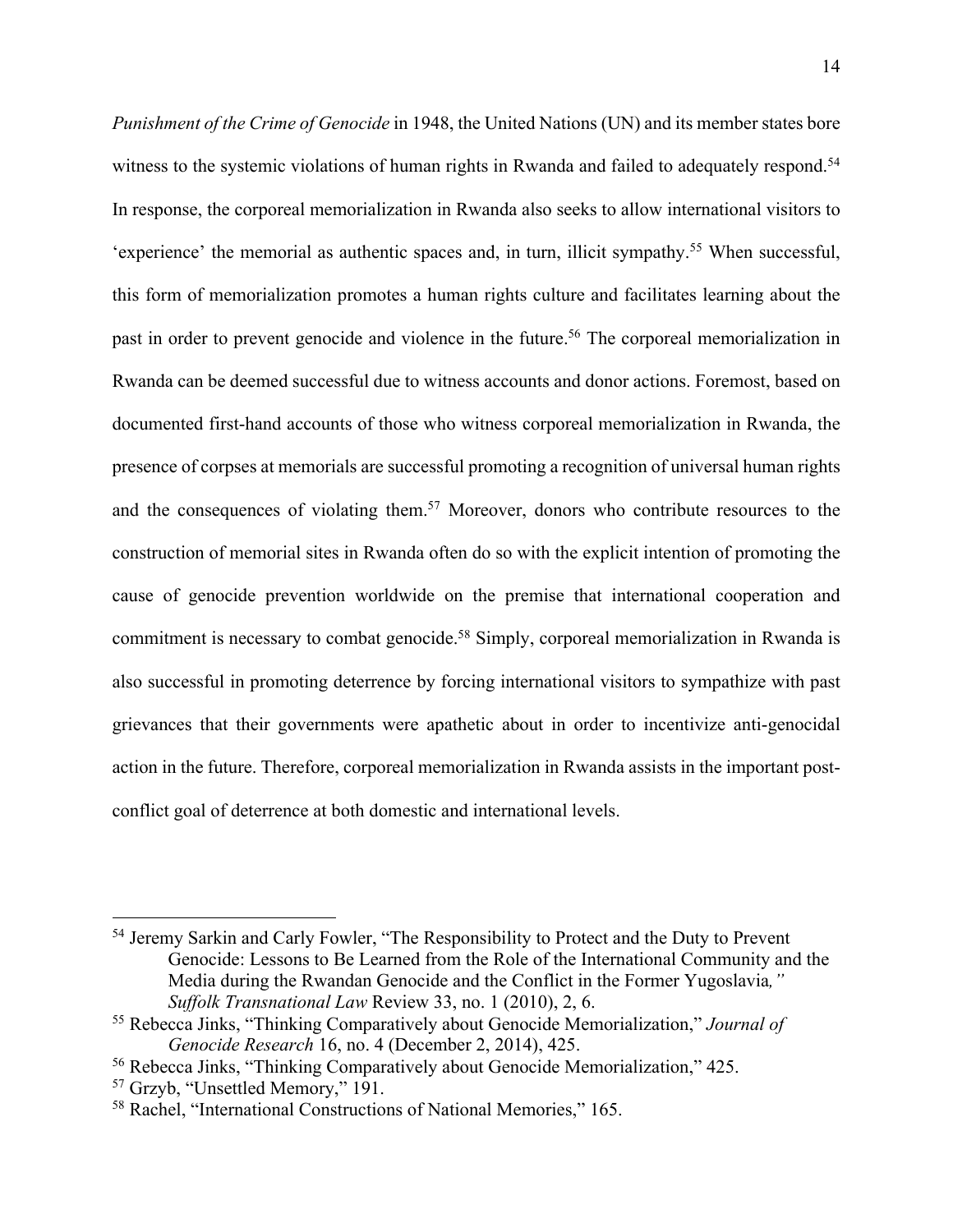*Punishment of the Crime of Genocide* in 1948, the United Nations (UN) and its member states bore witness to the systemic violations of human rights in Rwanda and failed to adequately respond.[54] In response, the corporeal memorialization in Rwanda also seeks to allow international visitors to 'experience' the memorial as authentic spaces and, in turn, illicit sympathy.[55] When successful, this form of memorialization promotes a human rights culture and facilitates learning about the past in order to prevent genocide and violence in the future.[56] The corporeal memorialization in Rwanda can be deemed successful due to witness accounts and donor actions. Foremost, based on documented first-hand accounts of those who witness corporeal memorialization in Rwanda, the presence of corpses at memorials are successful promoting a recognition of universal human rights and the consequences of violating them.[57] Moreover, donors who contribute resources to the construction of memorial sites in Rwanda often do so with the explicit intention of promoting the cause of genocide prevention worldwide on the premise that international cooperation and commitment is necessary to combat genocide.[58] Simply, corporeal memorialization in Rwanda is also successful in promoting deterrence by forcing international visitors to sympathize with past grievances that their governments were apathetic about in order to incentivize anti-genocidal action in the future. Therefore, corporeal memorialization in Rwanda assists in the important post-conflict goal of deterrence at both domestic and international levels.

---

[54] Jeremy Sarkin and Carly Fowler, "The Responsibility to Protect and the Duty to Prevent Genocide: Lessons to Be Learned from the Role of the International Community and the Media during the Rwandan Genocide and the Conflict in the Former Yugoslavia," *Suffolk Transnational Law* Review 33, no. 1 (2010), 2, 6.

[55] Rebecca Jinks, "Thinking Comparatively about Genocide Memorialization," *Journal of Genocide Research* 16, no. 4 (December 2, 2014), 425.

[56] Rebecca Jinks, "Thinking Comparatively about Genocide Memorialization," 425.

[57] Grzyb, "Unsettled Memory," 191.

[58] Rachel, "International Constructions of National Memories," 165.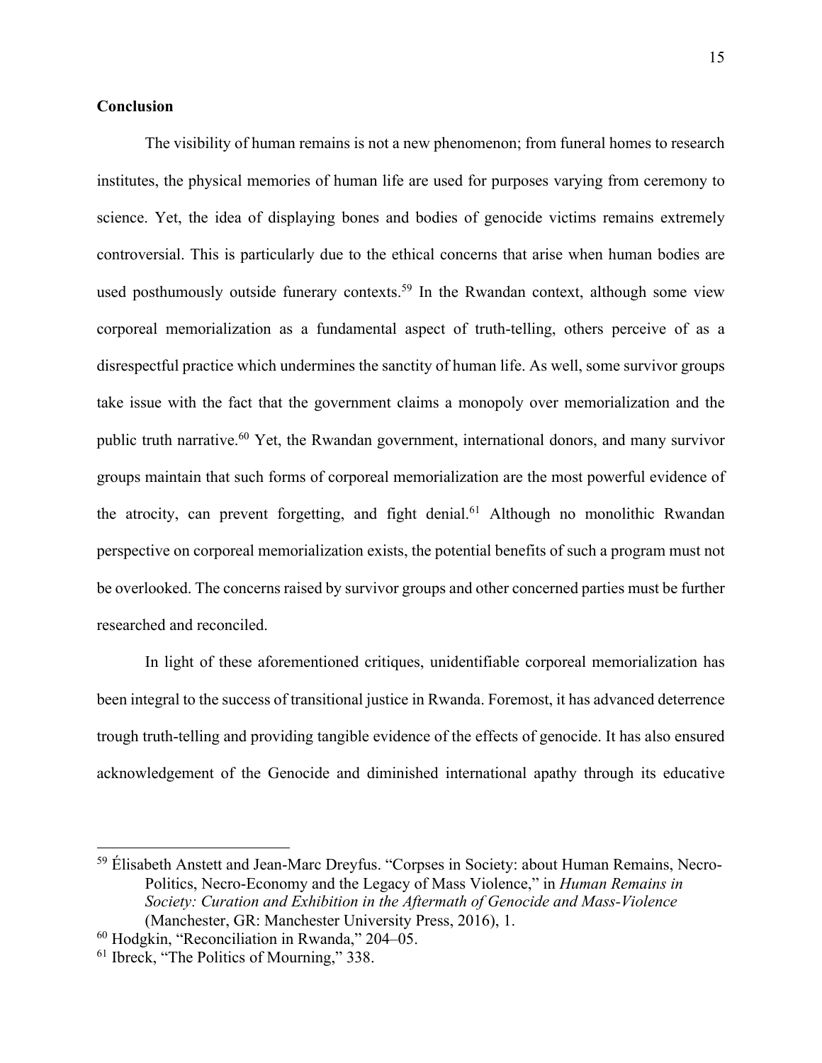**Conclusion**

The visibility of human remains is not a new phenomenon; from funeral homes to research institutes, the physical memories of human life are used for purposes varying from ceremony to science. Yet, the idea of displaying bones and bodies of genocide victims remains extremely controversial. This is particularly due to the ethical concerns that arise when human bodies are used posthumously outside funerary contexts.[59] In the Rwandan context, although some view corporeal memorialization as a fundamental aspect of truth-telling, others perceive of as a disrespectful practice which undermines the sanctity of human life. As well, some survivor groups take issue with the fact that the government claims a monopoly over memorialization and the public truth narrative.[60] Yet, the Rwandan government, international donors, and many survivor groups maintain that such forms of corporeal memorialization are the most powerful evidence of the atrocity, can prevent forgetting, and fight denial.[61] Although no monolithic Rwandan perspective on corporeal memorialization exists, the potential benefits of such a program must not be overlooked. The concerns raised by survivor groups and other concerned parties must be further researched and reconciled.

In light of these aforementioned critiques, unidentifiable corporeal memorialization has been integral to the success of transitional justice in Rwanda. Foremost, it has advanced deterrence trough truth-telling and providing tangible evidence of the effects of genocide. It has also ensured acknowledgement of the Genocide and diminished international apathy through its educative

---

[59] Élisabeth Anstett and Jean-Marc Dreyfus. "Corpses in Society: about Human Remains, Necro-Politics, Necro-Economy and the Legacy of Mass Violence," in *Human Remains in Society: Curation and Exhibition in the Aftermath of Genocide and Mass-Violence* (Manchester, GR: Manchester University Press, 2016), 1.

[60] Hodgkin, "Reconciliation in Rwanda," 204–05.

[61] Ibreck, "The Politics of Mourning," 338.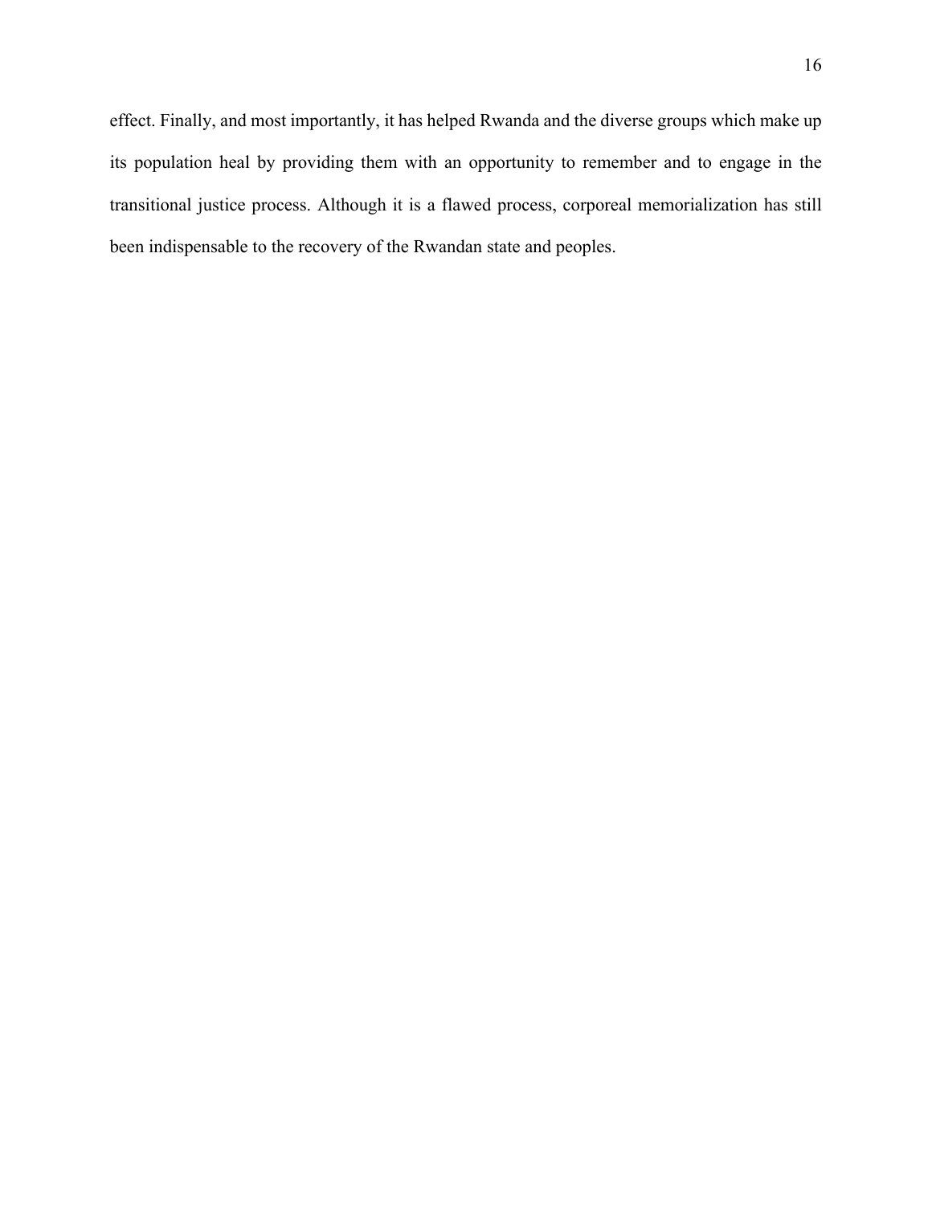effect. Finally, and most importantly, it has helped Rwanda and the diverse groups which make up its population heal by providing them with an opportunity to remember and to engage in the transitional justice process. Although it is a flawed process, corporeal memorialization has still been indispensable to the recovery of the Rwandan state and peoples.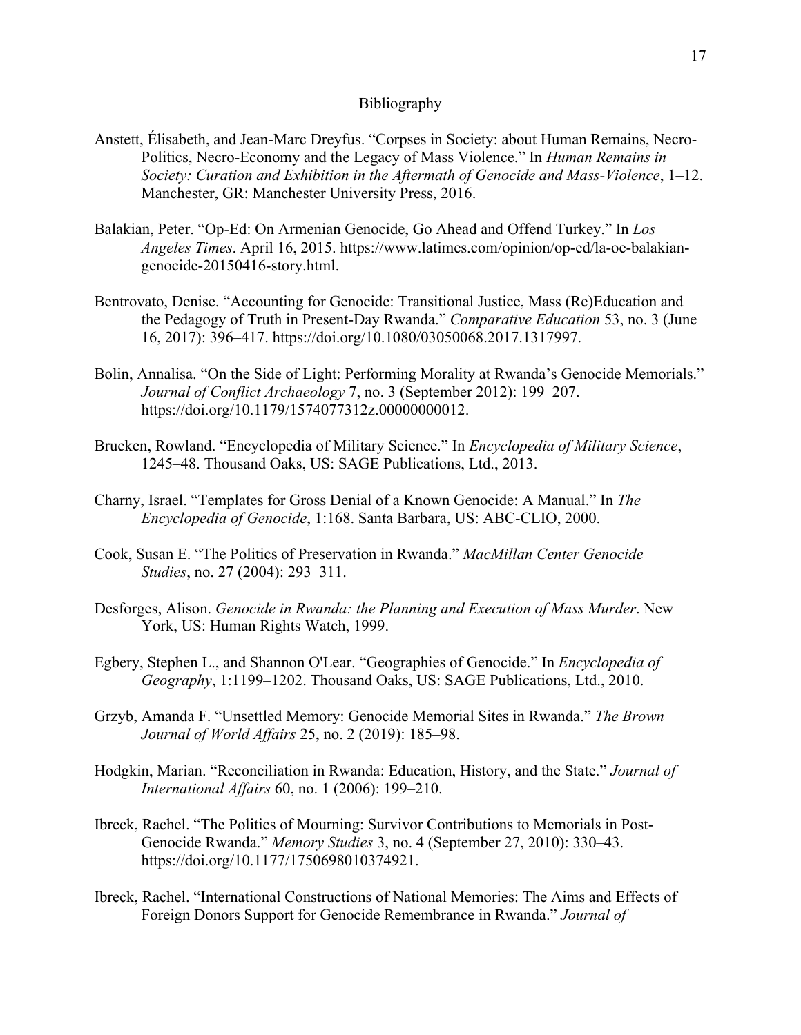# Bibliography

Anstett, Élisabeth, and Jean-Marc Dreyfus. "Corpses in Society: about Human Remains, Necro-Politics, Necro-Economy and the Legacy of Mass Violence." In *Human Remains in Society: Curation and Exhibition in the Aftermath of Genocide and Mass-Violence*, 1–12. Manchester, GR: Manchester University Press, 2016.

Balakian, Peter. "Op-Ed: On Armenian Genocide, Go Ahead and Offend Turkey." In *Los Angeles Times*. April 16, 2015. https://www.latimes.com/opinion/op-ed/la-oe-balakian-genocide-20150416-story.html.

Bentrovato, Denise. "Accounting for Genocide: Transitional Justice, Mass (Re)Education and the Pedagogy of Truth in Present-Day Rwanda." *Comparative Education* 53, no. 3 (June 16, 2017): 396–417. https://doi.org/10.1080/03050068.2017.1317997.

Bolin, Annalisa. "On the Side of Light: Performing Morality at Rwanda's Genocide Memorials." *Journal of Conflict Archaeology* 7, no. 3 (September 2012): 199–207. https://doi.org/10.1179/1574077312z.00000000012.

Brucken, Rowland. "Encyclopedia of Military Science." In *Encyclopedia of Military Science*, 1245–48. Thousand Oaks, US: SAGE Publications, Ltd., 2013.

Charny, Israel. "Templates for Gross Denial of a Known Genocide: A Manual." In *The Encyclopedia of Genocide*, 1:168. Santa Barbara, US: ABC-CLIO, 2000.

Cook, Susan E. "The Politics of Preservation in Rwanda." *MacMillan Center Genocide Studies*, no. 27 (2004): 293–311.

Desforges, Alison. *Genocide in Rwanda: the Planning and Execution of Mass Murder*. New York, US: Human Rights Watch, 1999.

Egbery, Stephen L., and Shannon O'Lear. "Geographies of Genocide." In *Encyclopedia of Geography*, 1:1199–1202. Thousand Oaks, US: SAGE Publications, Ltd., 2010.

Grzyb, Amanda F. "Unsettled Memory: Genocide Memorial Sites in Rwanda." *The Brown Journal of World Affairs* 25, no. 2 (2019): 185–98.

Hodgkin, Marian. "Reconciliation in Rwanda: Education, History, and the State." *Journal of International Affairs* 60, no. 1 (2006): 199–210.

Ibreck, Rachel. "The Politics of Mourning: Survivor Contributions to Memorials in Post-Genocide Rwanda." *Memory Studies* 3, no. 4 (September 27, 2010): 330–43. https://doi.org/10.1177/1750698010374921.

Ibreck, Rachel. "International Constructions of National Memories: The Aims and Effects of Foreign Donors Support for Genocide Remembrance in Rwanda." *Journal of*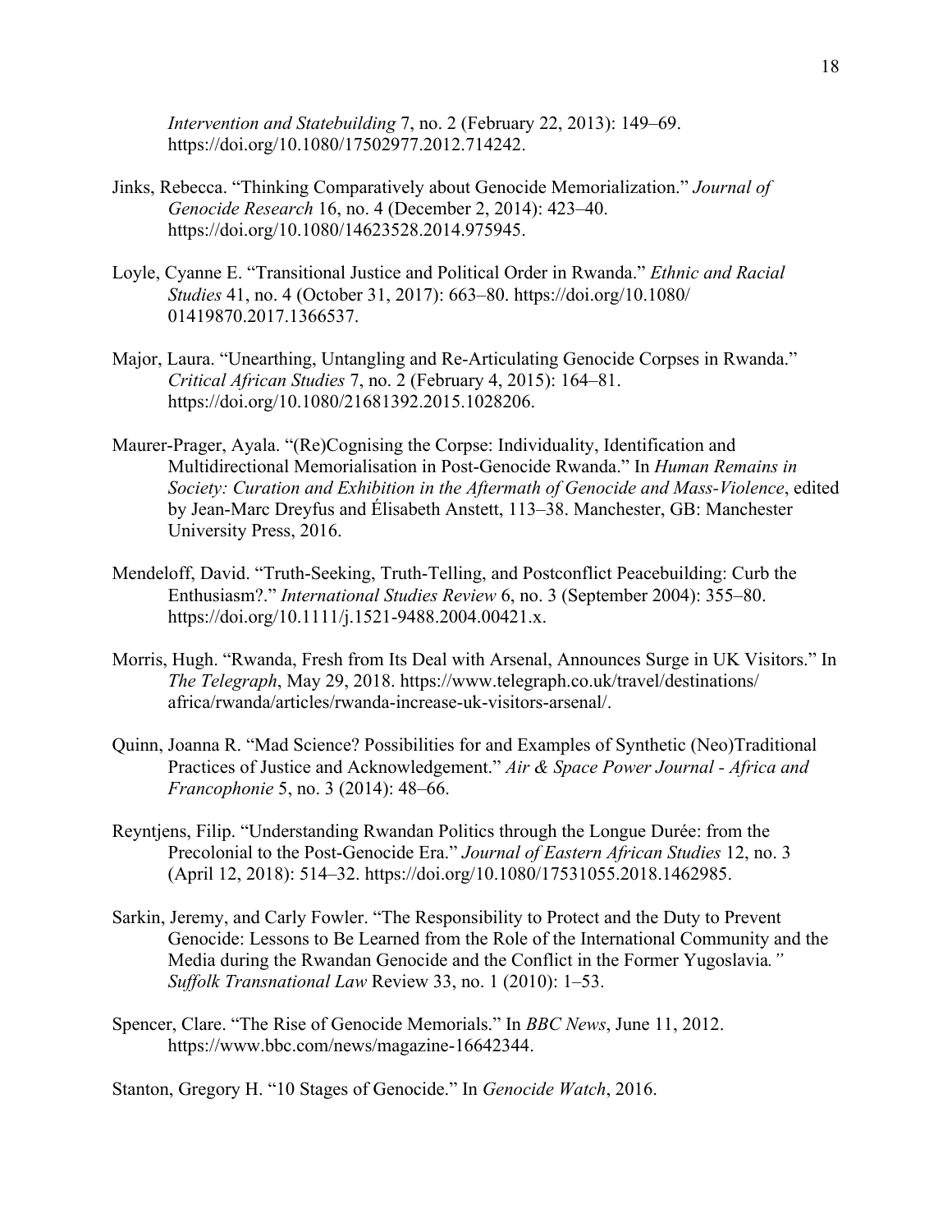*Intervention and Statebuilding* 7, no. 2 (February 22, 2013): 149–69. https://doi.org/10.1080/17502977.2012.714242.

Jinks, Rebecca. "Thinking Comparatively about Genocide Memorialization." *Journal of Genocide Research* 16, no. 4 (December 2, 2014): 423–40. https://doi.org/10.1080/14623528.2014.975945.

Loyle, Cyanne E. "Transitional Justice and Political Order in Rwanda." *Ethnic and Racial Studies* 41, no. 4 (October 31, 2017): 663–80. https://doi.org/10.1080/01419870.2017.1366537.

Major, Laura. "Unearthing, Untangling and Re-Articulating Genocide Corpses in Rwanda." *Critical African Studies* 7, no. 2 (February 4, 2015): 164–81. https://doi.org/10.1080/21681392.2015.1028206.

Maurer-Prager, Ayala. "(Re)Cognising the Corpse: Individuality, Identification and Multidirectional Memorialisation in Post-Genocide Rwanda." In *Human Remains in Society: Curation and Exhibition in the Aftermath of Genocide and Mass-Violence*, edited by Jean-Marc Dreyfus and Élisabeth Anstett, 113–38. Manchester, GB: Manchester University Press, 2016.

Mendeloff, David. "Truth-Seeking, Truth-Telling, and Postconflict Peacebuilding: Curb the Enthusiasm?." *International Studies Review* 6, no. 3 (September 2004): 355–80. https://doi.org/10.1111/j.1521-9488.2004.00421.x.

Morris, Hugh. "Rwanda, Fresh from Its Deal with Arsenal, Announces Surge in UK Visitors." In *The Telegraph*, May 29, 2018. https://www.telegraph.co.uk/travel/destinations/africa/rwanda/articles/rwanda-increase-uk-visitors-arsenal/.

Quinn, Joanna R. "Mad Science? Possibilities for and Examples of Synthetic (Neo)Traditional Practices of Justice and Acknowledgement." *Air & Space Power Journal - Africa and Francophonie* 5, no. 3 (2014): 48–66.

Reyntjens, Filip. "Understanding Rwandan Politics through the Longue Durée: from the Precolonial to the Post-Genocide Era." *Journal of Eastern African Studies* 12, no. 3 (April 12, 2018): 514–32. https://doi.org/10.1080/17531055.2018.1462985.

Sarkin, Jeremy, and Carly Fowler. "The Responsibility to Protect and the Duty to Prevent Genocide: Lessons to Be Learned from the Role of the International Community and the Media during the Rwandan Genocide and the Conflict in the Former Yugoslavia*." Suffolk Transnational Law* Review 33, no. 1 (2010): 1–53.

Spencer, Clare. "The Rise of Genocide Memorials." In *BBC News*, June 11, 2012. https://www.bbc.com/news/magazine-16642344.

Stanton, Gregory H. "10 Stages of Genocide." In *Genocide Watch*, 2016.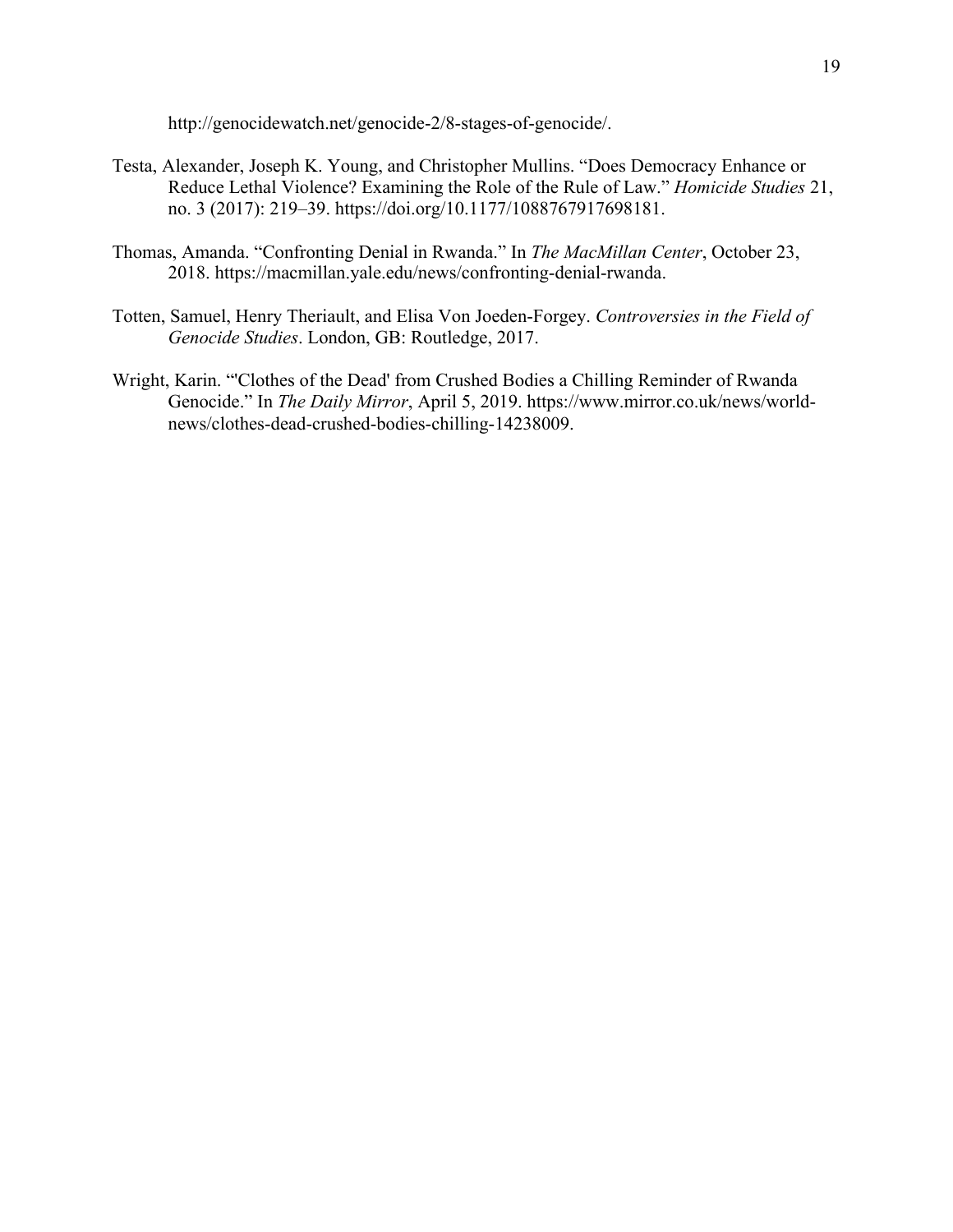http://genocidewatch.net/genocide-2/8-stages-of-genocide/.

Testa, Alexander, Joseph K. Young, and Christopher Mullins. "Does Democracy Enhance or Reduce Lethal Violence? Examining the Role of the Rule of Law." *Homicide Studies* 21, no. 3 (2017): 219–39. https://doi.org/10.1177/1088767917698181.

Thomas, Amanda. "Confronting Denial in Rwanda." In *The MacMillan Center*, October 23, 2018. https://macmillan.yale.edu/news/confronting-denial-rwanda.

Totten, Samuel, Henry Theriault, and Elisa Von Joeden-Forgey. *Controversies in the Field of Genocide Studies*. London, GB: Routledge, 2017.

Wright, Karin. "'Clothes of the Dead' from Crushed Bodies a Chilling Reminder of Rwanda Genocide." In *The Daily Mirror*, April 5, 2019. https://www.mirror.co.uk/news/world-news/clothes-dead-crushed-bodies-chilling-14238009.